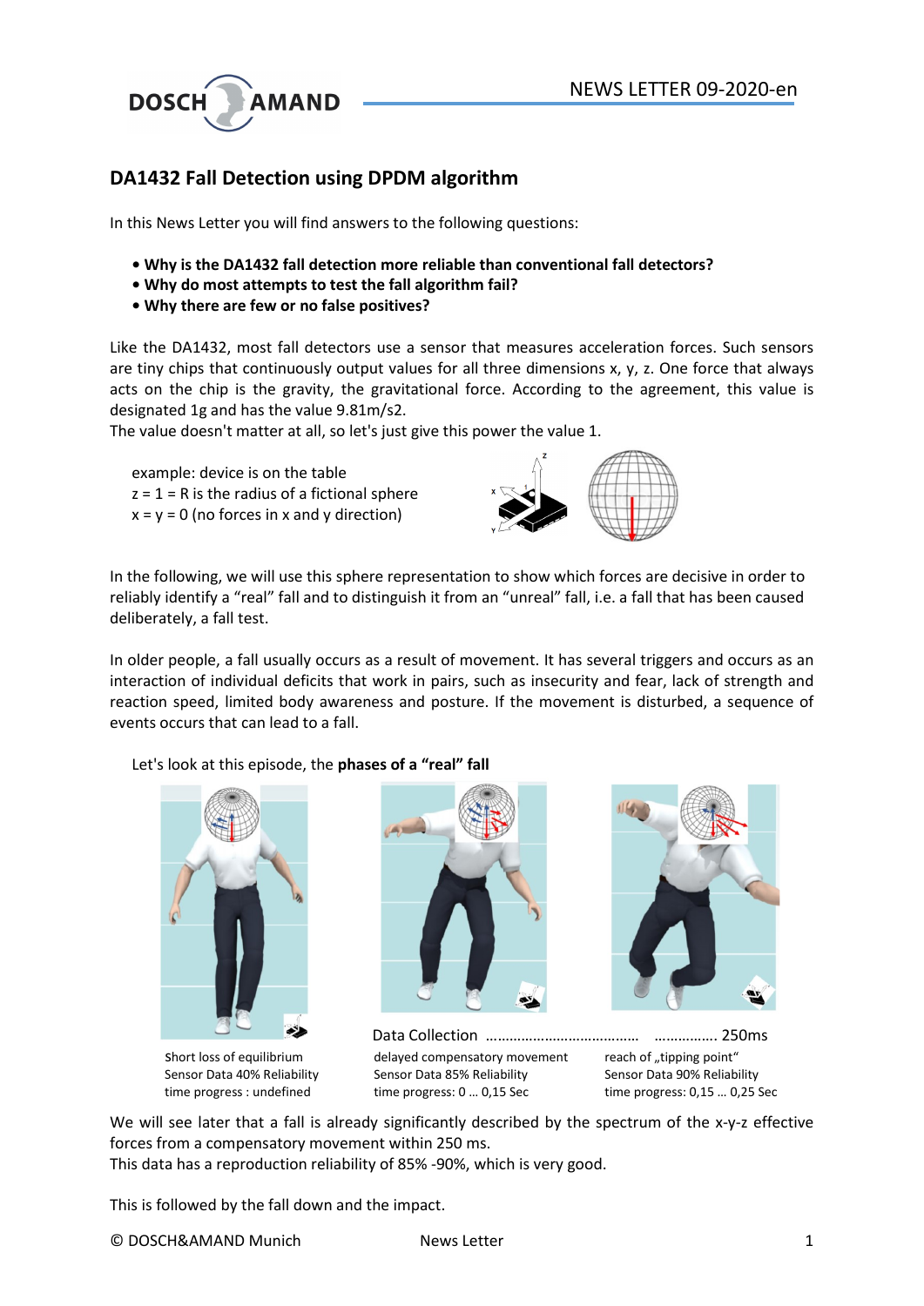# DA1432 Fall Detection using DPDM algorithm

In this News Letter you will find answers to the following questions:

- **Why is the DA1432 fall detection more reliable than conventional fall detectors?**
- **Why do most attempts to test the fall algorithm fail?**
- **Why there are few or no false positives?**

Like the DA1432, most fall detectors use a sensor that measures acceleration forces. Such sensors are tiny chips that continuously output values for all three dimensions x, y, z. One force that always acts on the chip is the gravity, the gravitational force. According to the agreement, this value is designated 1g and has the value 9.81m/s2.
The value doesn't matter at all, so let's just give this power the value 1.

example: device is on the table
z = 1 = R is the radius of a fictional sphere
x = y = 0 (no forces in x and y direction)

In the following, we will use this sphere representation to show which forces are decisive in order to reliably identify a "real" fall and to distinguish it from an "unreal" fall, i.e. a fall that has been caused deliberately, a fall test.

In older people, a fall usually occurs as a result of movement. It has several triggers and occurs as an interaction of individual deficits that work in pairs, such as insecurity and fear, lack of strength and reaction speed, limited body awareness and posture. If the movement is disturbed, a sequence of events occurs that can lead to a fall.

Let's look at this episode, the **phases of a "real" fall**

Data Collection …………………………………… ……………. 250ms

| Short loss of equilibrium | delayed compensatory movement | reach of „tipping point" |
|---|---|---|
| Sensor Data 40% Reliability | Sensor Data 85% Reliability | Sensor Data 90% Reliability |
| time progress : undefined | time progress: 0 … 0,15 Sec | time progress: 0,15 … 0,25 Sec |

We will see later that a fall is already significantly described by the spectrum of the x-y-z effective forces from a compensatory movement within 250 ms.
This data has a reproduction reliability of 85% -90%, which is very good.

This is followed by the fall down and the impact.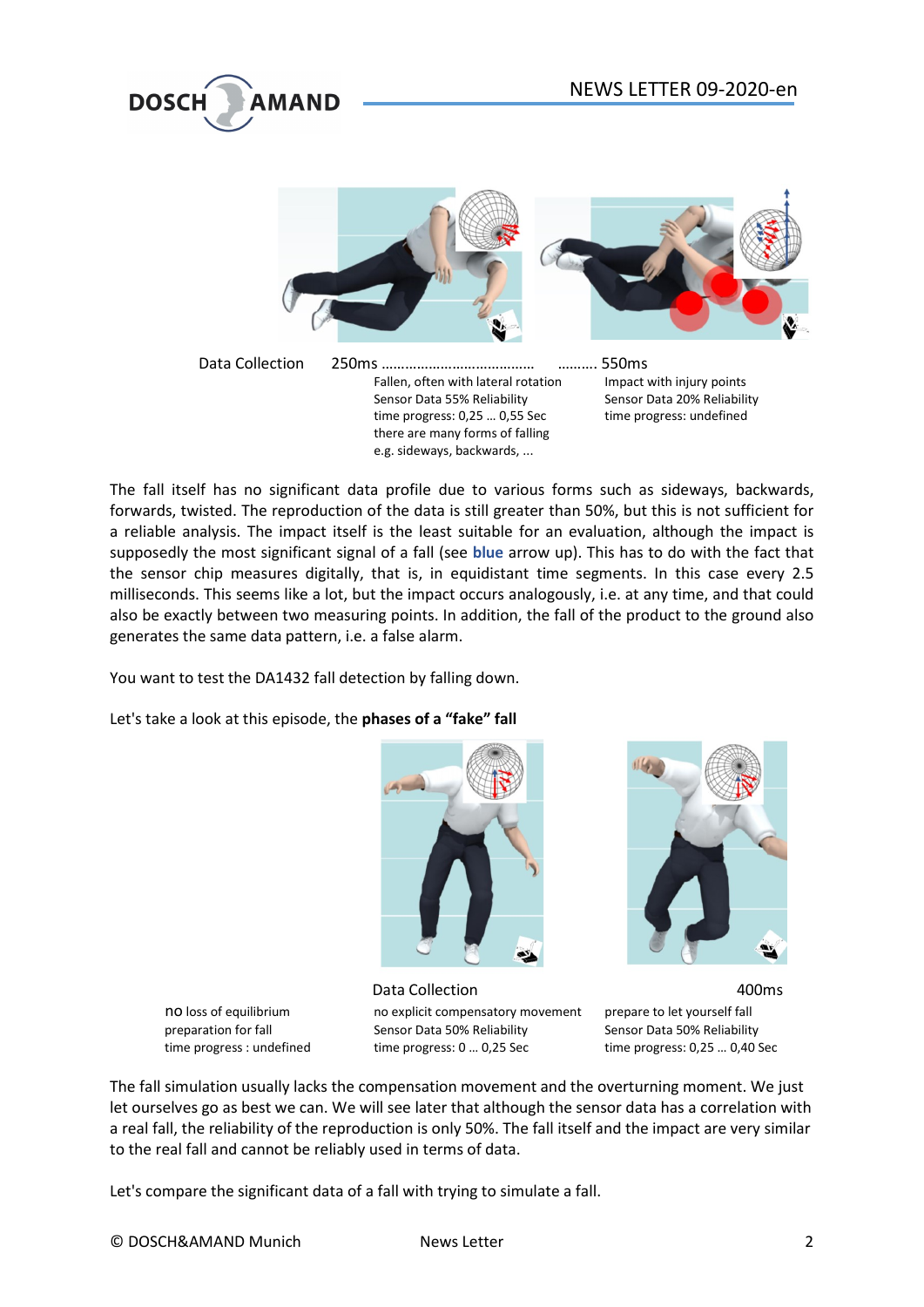Data Collection 250ms ………………………………… ………. 550ms

Fallen, often with lateral rotation
Sensor Data 55% Reliability
time progress: 0,25 … 0,55 Sec
there are many forms of falling
e.g. sideways, backwards, ...

Impact with injury points
Sensor Data 20% Reliability
time progress: undefined

The fall itself has no significant data profile due to various forms such as sideways, backwards, forwards, twisted. The reproduction of the data is still greater than 50%, but this is not sufficient for a reliable analysis. The impact itself is the least suitable for an evaluation, although the impact is supposedly the most significant signal of a fall (see **blue** arrow up). This has to do with the fact that the sensor chip measures digitally, that is, in equidistant time segments. In this case every 2.5 milliseconds. This seems like a lot, but the impact occurs analogously, i.e. at any time, and that could also be exactly between two measuring points. In addition, the fall of the product to the ground also generates the same data pattern, i.e. a false alarm.

You want to test the DA1432 fall detection by falling down.

Let's take a look at this episode, the **phases of a "fake" fall**

Data Collection 400ms

no loss of equilibrium
preparation for fall
time progress : undefined

no explicit compensatory movement
Sensor Data 50% Reliability
time progress: 0 … 0,25 Sec

prepare to let yourself fall
Sensor Data 50% Reliability
time progress: 0,25 … 0,40 Sec

The fall simulation usually lacks the compensation movement and the overturning moment. We just let ourselves go as best we can. We will see later that although the sensor data has a correlation with a real fall, the reliability of the reproduction is only 50%. The fall itself and the impact are very similar to the real fall and cannot be reliably used in terms of data.

Let's compare the significant data of a fall with trying to simulate a fall.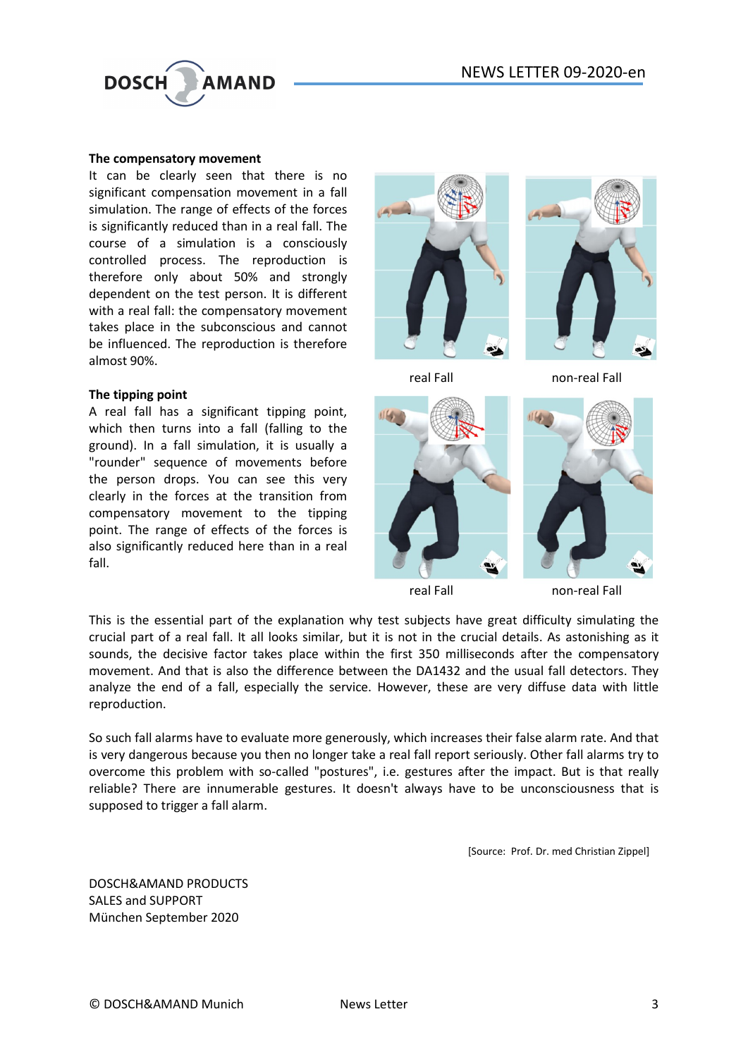### The compensatory movement

It can be clearly seen that there is no significant compensation movement in a fall simulation. The range of effects of the forces is significantly reduced than in a real fall. The course of a simulation is a consciously controlled process. The reproduction is therefore only about 50% and strongly dependent on the test person. It is different with a real fall: the compensatory movement takes place in the subconscious and cannot be influenced. The reproduction is therefore almost 90%.

real Fall

non-real Fall

### The tipping point

A real fall has a significant tipping point, which then turns into a fall (falling to the ground). In a fall simulation, it is usually a "rounder" sequence of movements before the person drops. You can see this very clearly in the forces at the transition from compensatory movement to the tipping point. The range of effects of the forces is also significantly reduced here than in a real fall.

real Fall

non-real Fall

This is the essential part of the explanation why test subjects have great difficulty simulating the crucial part of a real fall. It all looks similar, but it is not in the crucial details. As astonishing as it sounds, the decisive factor takes place within the first 350 milliseconds after the compensatory movement. And that is also the difference between the DA1432 and the usual fall detectors. They analyze the end of a fall, especially the service. However, these are very diffuse data with little reproduction.

So such fall alarms have to evaluate more generously, which increases their false alarm rate. And that is very dangerous because you then no longer take a real fall report seriously. Other fall alarms try to overcome this problem with so-called "postures", i.e. gestures after the impact. But is that really reliable? There are innumerable gestures. It doesn't always have to be unconsciousness that is supposed to trigger a fall alarm.

[Source: Prof. Dr. med Christian Zippel]

DOSCH&AMAND PRODUCTS
SALES and SUPPORT
München September 2020